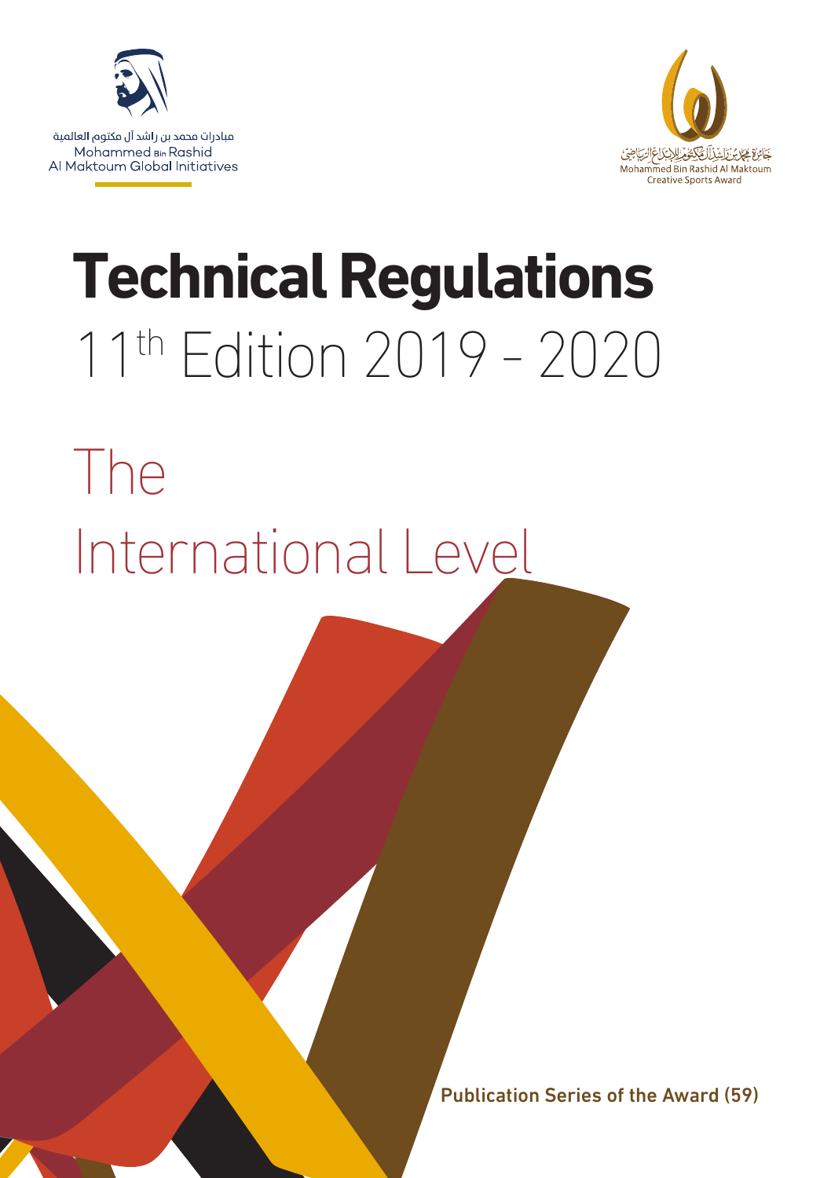مبادرات محمد بن راشد آل مكتوم العالمية
Mohammed Bin Rashid
Al Maktoum Global Initiatives

جائزة محمد بن راشد آل مكتوم للإبداع الرياضي
Mohammed Bin Rashid Al Maktoum
Creative Sports Award

# Technical Regulations

## 11th Edition 2019 - 2020

# The International Level

**Publication Series of the Award (59)**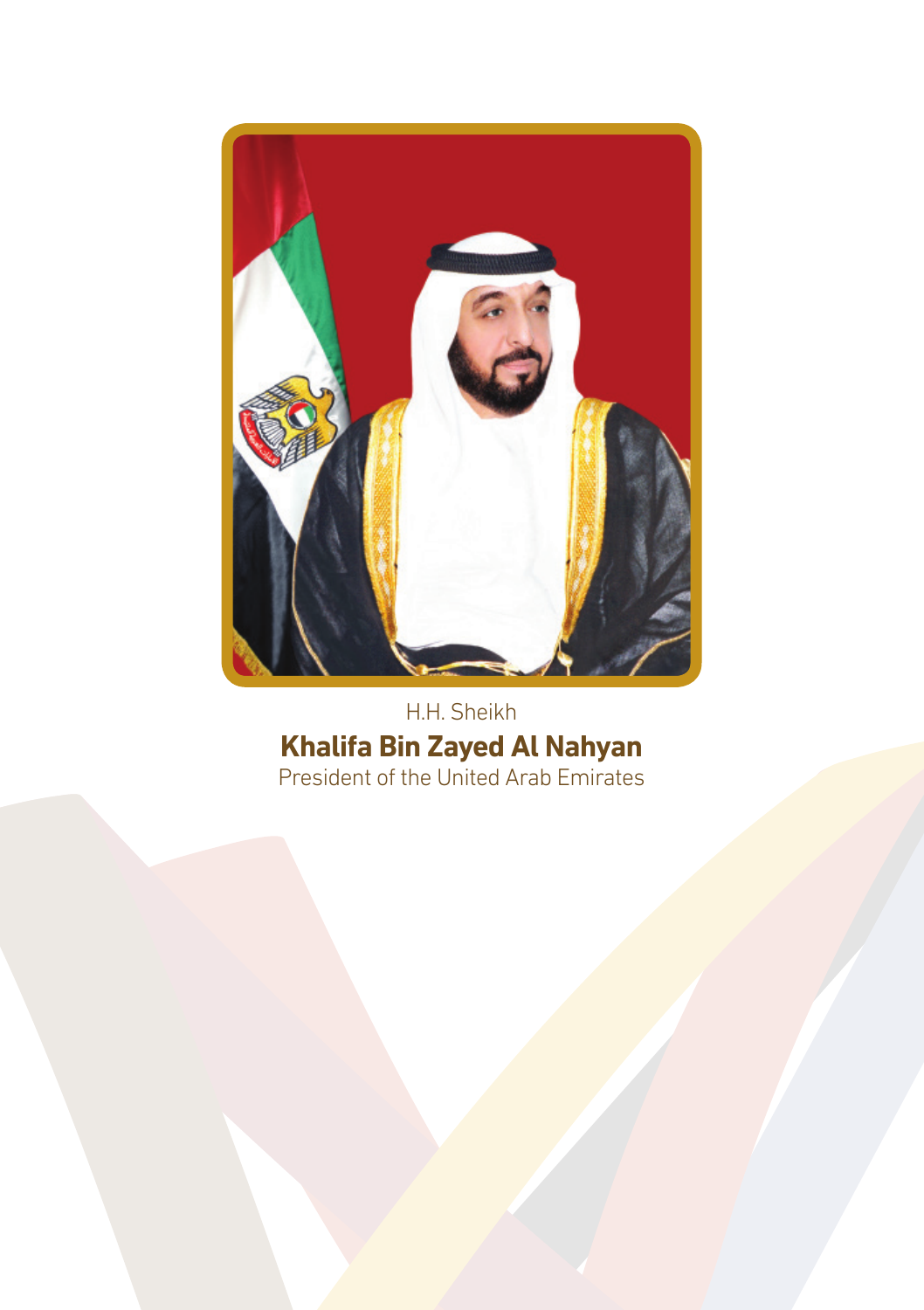H.H. Sheikh

**Khalifa Bin Zayed Al Nahyan**

President of the United Arab Emirates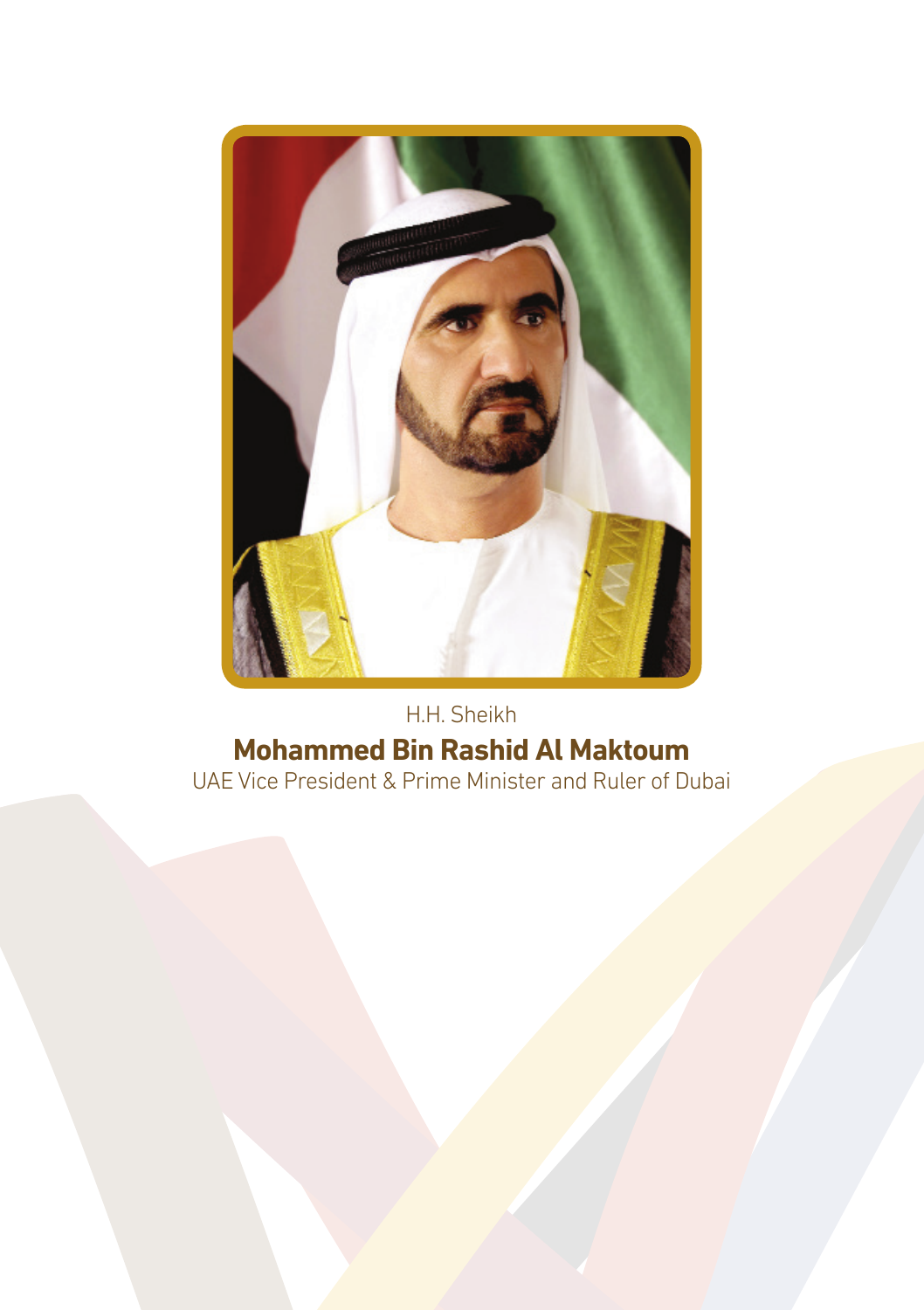H.H. Sheikh

**Mohammed Bin Rashid Al Maktoum**

UAE Vice President & Prime Minister and Ruler of Dubai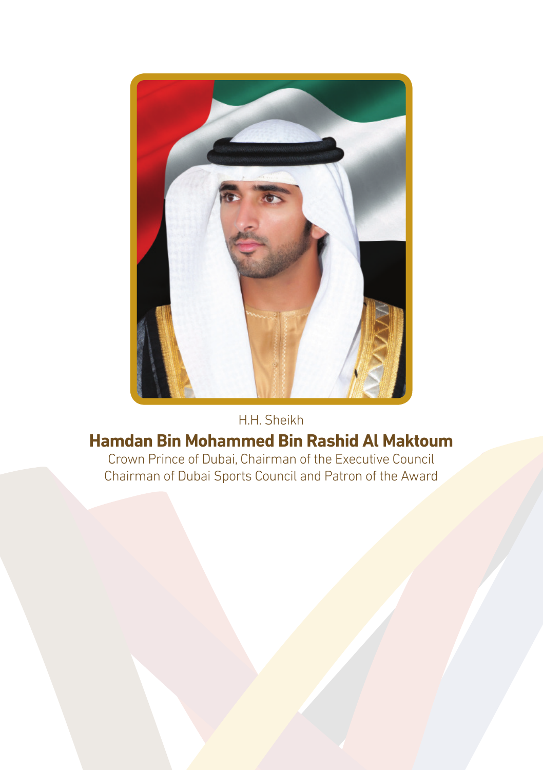H.H. Sheikh

**Hamdan Bin Mohammed Bin Rashid Al Maktoum**

Crown Prince of Dubai, Chairman of the Executive Council
Chairman of Dubai Sports Council and Patron of the Award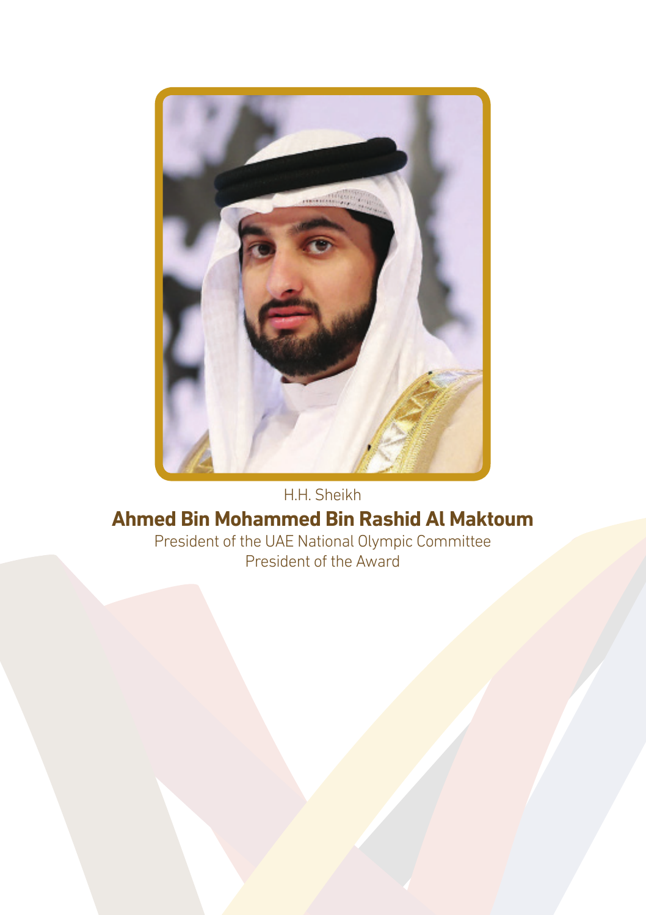H.H. Sheikh

**Ahmed Bin Mohammed Bin Rashid Al Maktoum**

President of the UAE National Olympic Committee

President of the Award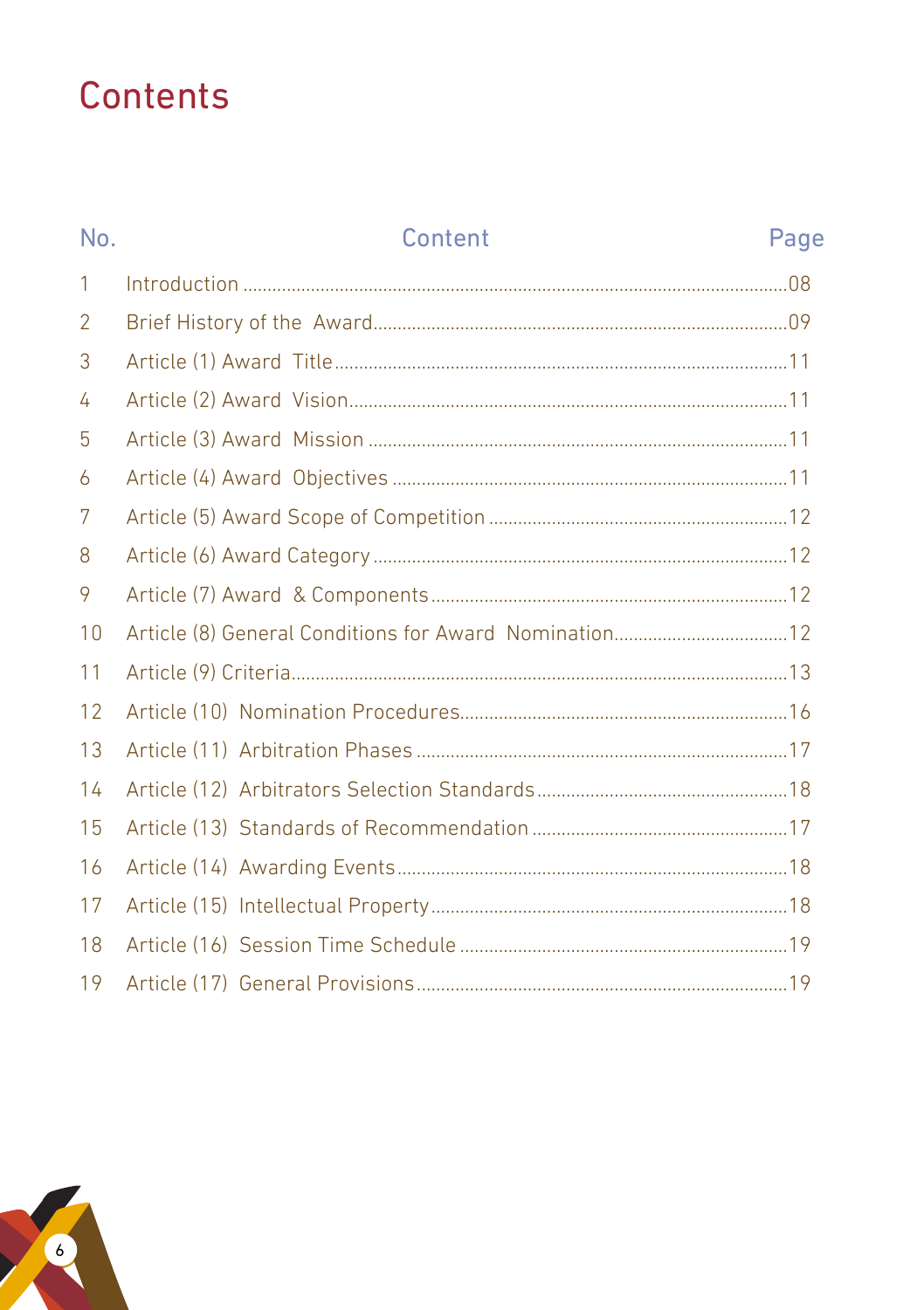# Contents

| No. | Content | Page |
| --- | --- | --- |
| 1 | Introduction | 08 |
| 2 | Brief History of the Award | 09 |
| 3 | Article (1) Award Title | 11 |
| 4 | Article (2) Award Vision | 11 |
| 5 | Article (3) Award Mission | 11 |
| 6 | Article (4) Award Objectives | 11 |
| 7 | Article (5) Award Scope of Competition | 12 |
| 8 | Article (6) Award Category | 12 |
| 9 | Article (7) Award & Components | 12 |
| 10 | Article (8) General Conditions for Award Nomination | 12 |
| 11 | Article (9) Criteria | 13 |
| 12 | Article (10) Nomination Procedures | 16 |
| 13 | Article (11) Arbitration Phases | 17 |
| 14 | Article (12) Arbitrators Selection Standards | 18 |
| 15 | Article (13) Standards of Recommendation | 17 |
| 16 | Article (14) Awarding Events | 18 |
| 17 | Article (15) Intellectual Property | 18 |
| 18 | Article (16) Session Time Schedule | 19 |
| 19 | Article (17) General Provisions | 19 |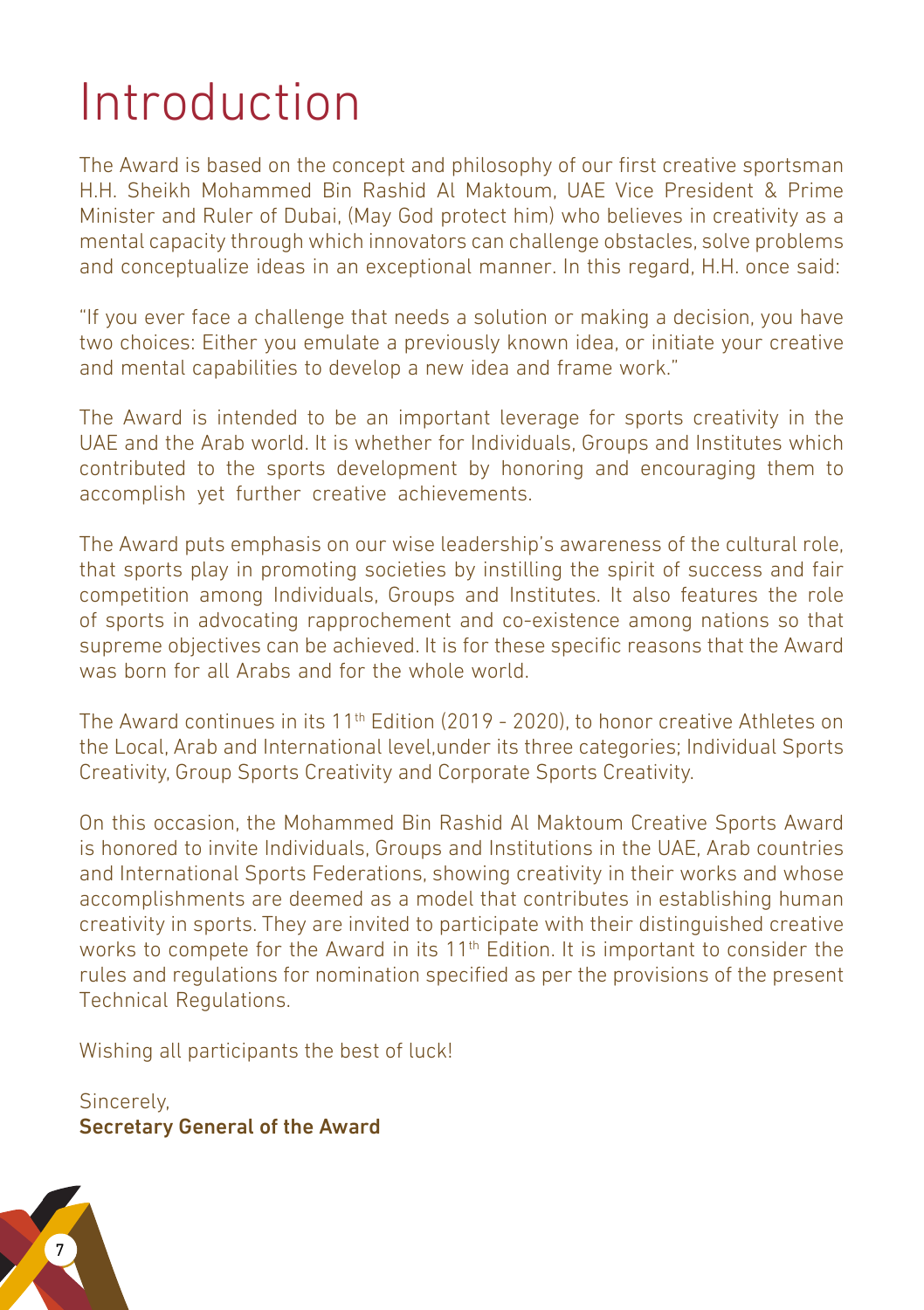# Introduction

The Award is based on the concept and philosophy of our first creative sportsman H.H. Sheikh Mohammed Bin Rashid Al Maktoum, UAE Vice President & Prime Minister and Ruler of Dubai, (May God protect him) who believes in creativity as a mental capacity through which innovators can challenge obstacles, solve problems and conceptualize ideas in an exceptional manner. In this regard, H.H. once said:

"If you ever face a challenge that needs a solution or making a decision, you have two choices: Either you emulate a previously known idea, or initiate your creative and mental capabilities to develop a new idea and frame work."

The Award is intended to be an important leverage for sports creativity in the UAE and the Arab world. It is whether for Individuals, Groups and Institutes which contributed to the sports development by honoring and encouraging them to accomplish yet further creative achievements.

The Award puts emphasis on our wise leadership's awareness of the cultural role, that sports play in promoting societies by instilling the spirit of success and fair competition among Individuals, Groups and Institutes. It also features the role of sports in advocating rapprochement and co-existence among nations so that supreme objectives can be achieved. It is for these specific reasons that the Award was born for all Arabs and for the whole world.

The Award continues in its 11th Edition (2019 - 2020), to honor creative Athletes on the Local, Arab and International level,under its three categories; Individual Sports Creativity, Group Sports Creativity and Corporate Sports Creativity.

On this occasion, the Mohammed Bin Rashid Al Maktoum Creative Sports Award is honored to invite Individuals, Groups and Institutions in the UAE, Arab countries and International Sports Federations, showing creativity in their works and whose accomplishments are deemed as a model that contributes in establishing human creativity in sports. They are invited to participate with their distinguished creative works to compete for the Award in its 11th Edition. It is important to consider the rules and regulations for nomination specified as per the provisions of the present Technical Regulations.

Wishing all participants the best of luck!

Sincerely,
**Secretary General of the Award**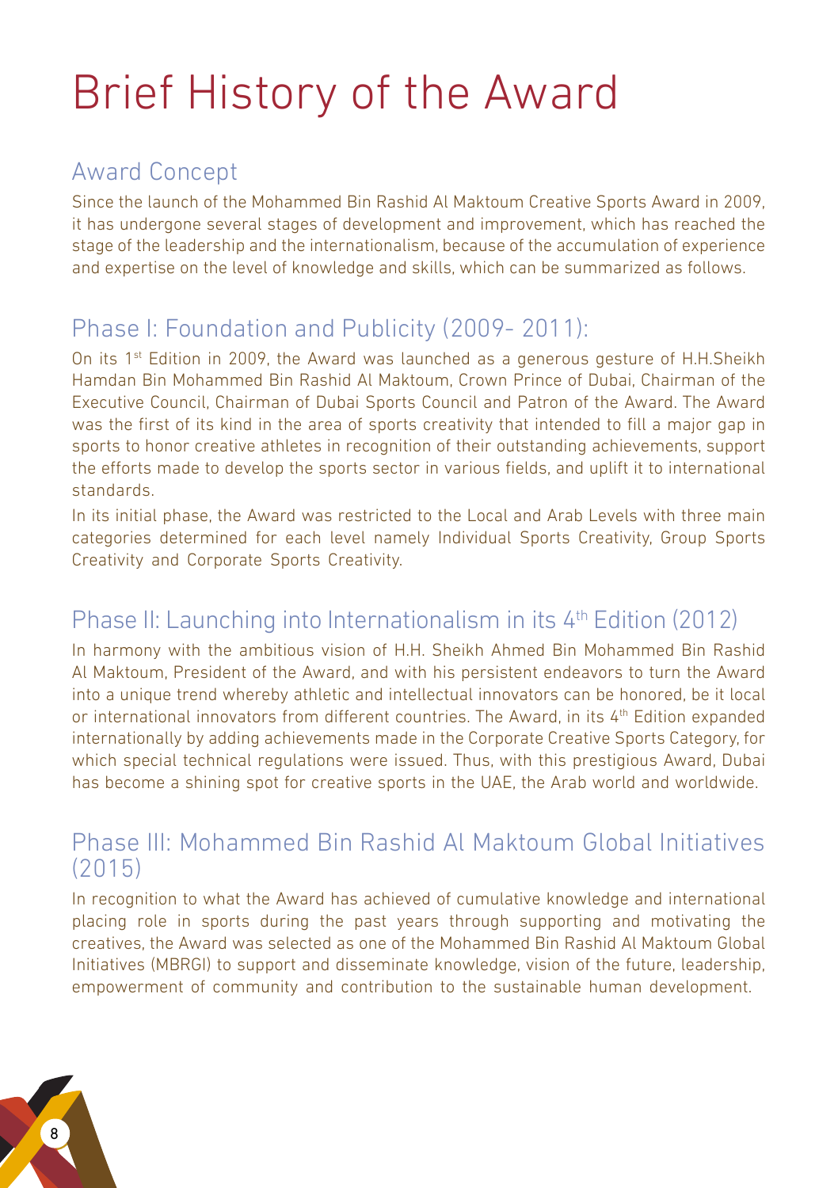# Brief History of the Award

## Award Concept

Since the launch of the Mohammed Bin Rashid Al Maktoum Creative Sports Award in 2009, it has undergone several stages of development and improvement, which has reached the stage of the leadership and the internationalism, because of the accumulation of experience and expertise on the level of knowledge and skills, which can be summarized as follows.

## Phase I: Foundation and Publicity (2009- 2011):

On its 1st Edition in 2009, the Award was launched as a generous gesture of H.H.Sheikh Hamdan Bin Mohammed Bin Rashid Al Maktoum, Crown Prince of Dubai, Chairman of the Executive Council, Chairman of Dubai Sports Council and Patron of the Award. The Award was the first of its kind in the area of sports creativity that intended to fill a major gap in sports to honor creative athletes in recognition of their outstanding achievements, support the efforts made to develop the sports sector in various fields, and uplift it to international standards.

In its initial phase, the Award was restricted to the Local and Arab Levels with three main categories determined for each level namely Individual Sports Creativity, Group Sports Creativity and Corporate Sports Creativity.

## Phase II: Launching into Internationalism in its 4th Edition (2012)

In harmony with the ambitious vision of H.H. Sheikh Ahmed Bin Mohammed Bin Rashid Al Maktoum, President of the Award, and with his persistent endeavors to turn the Award into a unique trend whereby athletic and intellectual innovators can be honored, be it local or international innovators from different countries. The Award, in its 4th Edition expanded internationally by adding achievements made in the Corporate Creative Sports Category, for which special technical regulations were issued. Thus, with this prestigious Award, Dubai has become a shining spot for creative sports in the UAE, the Arab world and worldwide.

## Phase III: Mohammed Bin Rashid Al Maktoum Global Initiatives (2015)

In recognition to what the Award has achieved of cumulative knowledge and international placing role in sports during the past years through supporting and motivating the creatives, the Award was selected as one of the Mohammed Bin Rashid Al Maktoum Global Initiatives (MBRGI) to support and disseminate knowledge, vision of the future, leadership, empowerment of community and contribution to the sustainable human development.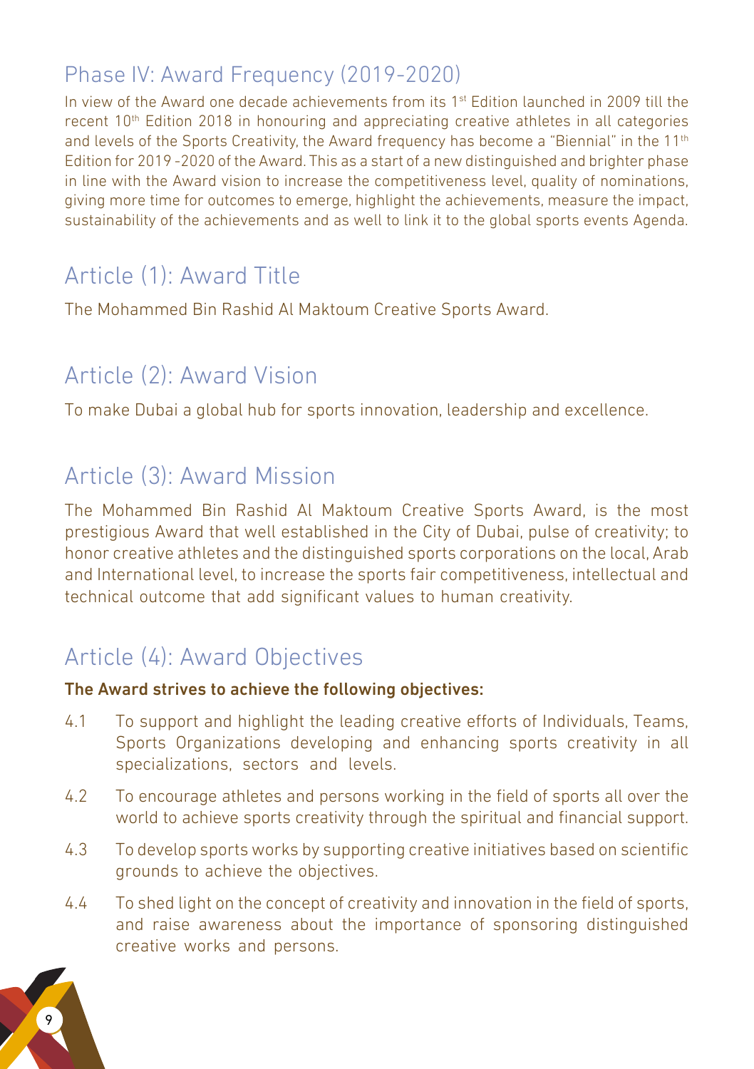## Phase IV: Award Frequency (2019-2020)

In view of the Award one decade achievements from its 1st Edition launched in 2009 till the recent 10th Edition 2018 in honouring and appreciating creative athletes in all categories and levels of the Sports Creativity, the Award frequency has become a "Biennial" in the 11th Edition for 2019 -2020 of the Award. This as a start of a new distinguished and brighter phase in line with the Award vision to increase the competitiveness level, quality of nominations, giving more time for outcomes to emerge, highlight the achievements, measure the impact, sustainability of the achievements and as well to link it to the global sports events Agenda.

## Article (1): Award Title

The Mohammed Bin Rashid Al Maktoum Creative Sports Award.

## Article (2): Award Vision

To make Dubai a global hub for sports innovation, leadership and excellence.

## Article (3): Award Mission

The Mohammed Bin Rashid Al Maktoum Creative Sports Award, is the most prestigious Award that well established in the City of Dubai, pulse of creativity; to honor creative athletes and the distinguished sports corporations on the local, Arab and International level, to increase the sports fair competitiveness, intellectual and technical outcome that add significant values to human creativity.

## Article (4): Award Objectives

**The Award strives to achieve the following objectives:**

4.1 To support and highlight the leading creative efforts of Individuals, Teams, Sports Organizations developing and enhancing sports creativity in all specializations, sectors and levels.

4.2 To encourage athletes and persons working in the field of sports all over the world to achieve sports creativity through the spiritual and financial support.

4.3 To develop sports works by supporting creative initiatives based on scientific grounds to achieve the objectives.

4.4 To shed light on the concept of creativity and innovation in the field of sports, and raise awareness about the importance of sponsoring distinguished creative works and persons.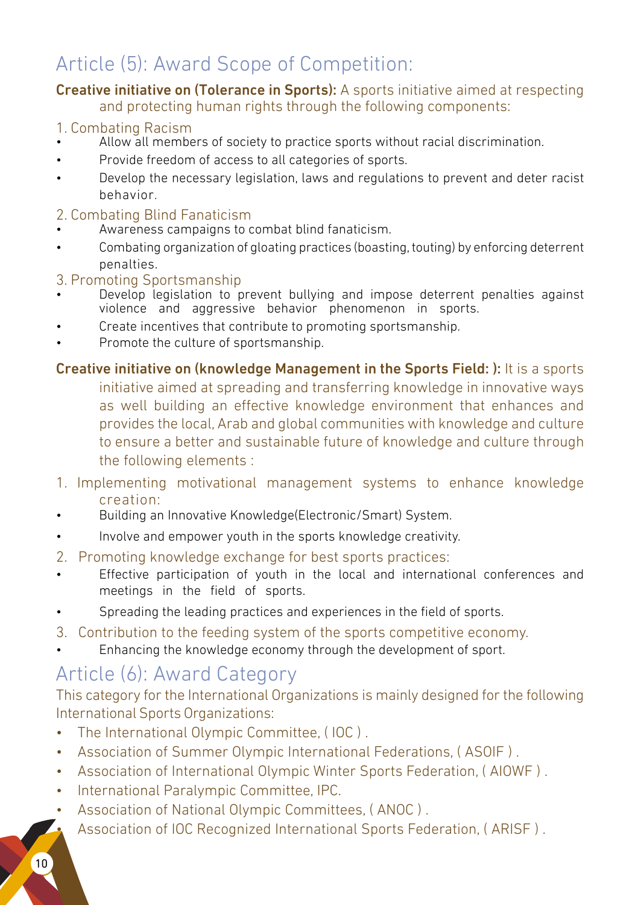## Article (5): Award Scope of Competition:

**Creative initiative on (Tolerance in Sports):** A sports initiative aimed at respecting and protecting human rights through the following components:

1. Combating Racism
- Allow all members of society to practice sports without racial discrimination.
- Provide freedom of access to all categories of sports.
- Develop the necessary legislation, laws and regulations to prevent and deter racist behavior.

2. Combating Blind Fanaticism
- Awareness campaigns to combat blind fanaticism.
- Combating organization of gloating practices (boasting, touting) by enforcing deterrent penalties.

3. Promoting Sportsmanship
- Develop legislation to prevent bullying and impose deterrent penalties against violence and aggressive behavior phenomenon in sports.
- Create incentives that contribute to promoting sportsmanship.
- Promote the culture of sportsmanship.

**Creative initiative on (knowledge Management in the Sports Field: ):** It is a sports initiative aimed at spreading and transferring knowledge in innovative ways as well building an effective knowledge environment that enhances and provides the local, Arab and global communities with knowledge and culture to ensure a better and sustainable future of knowledge and culture through the following elements :

1. Implementing motivational management systems to enhance knowledge creation:
- Building an Innovative Knowledge(Electronic/Smart) System.
- Involve and empower youth in the sports knowledge creativity.

2. Promoting knowledge exchange for best sports practices:
- Effective participation of youth in the local and international conferences and meetings in the field of sports.
- Spreading the leading practices and experiences in the field of sports.

3. Contribution to the feeding system of the sports competitive economy.
- Enhancing the knowledge economy through the development of sport.

## Article (6): Award Category

This category for the International Organizations is mainly designed for the following International Sports Organizations:

- The International Olympic Committee, ( IOC ) .
- Association of Summer Olympic International Federations, ( ASOIF ) .
- Association of International Olympic Winter Sports Federation, ( AIOWF ) .
- International Paralympic Committee, IPC.
- Association of National Olympic Committees, ( ANOC ) .
- Association of IOC Recognized International Sports Federation, ( ARISF ) .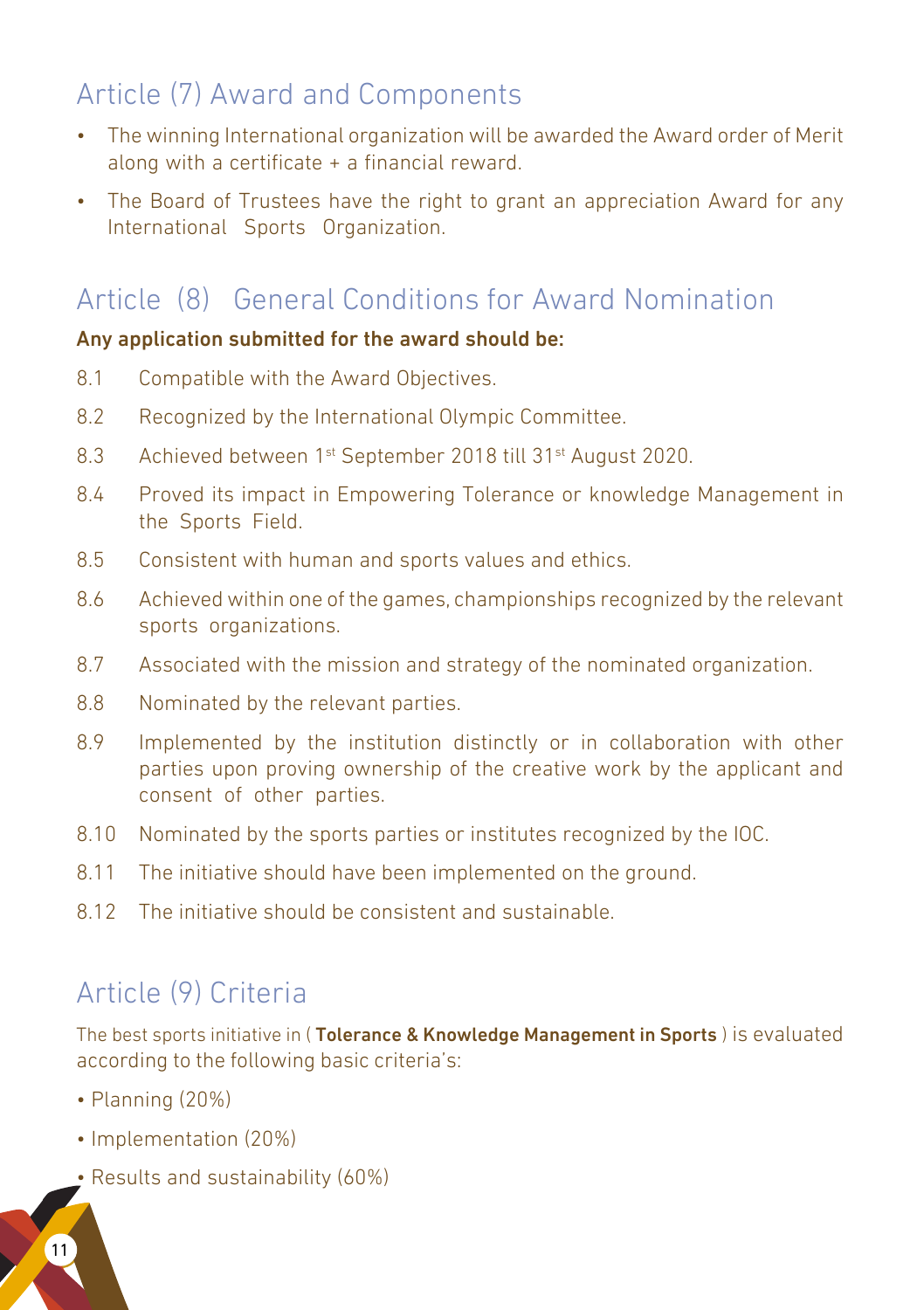## Article (7) Award and Components

- The winning International organization will be awarded the Award order of Merit along with a certificate + a financial reward.
- The Board of Trustees have the right to grant an appreciation Award for any International Sports Organization.

## Article (8) General Conditions for Award Nomination

**Any application submitted for the award should be:**

8.1 Compatible with the Award Objectives.

8.2 Recognized by the International Olympic Committee.

8.3 Achieved between 1st September 2018 till 31st August 2020.

8.4 Proved its impact in Empowering Tolerance or knowledge Management in the Sports Field.

8.5 Consistent with human and sports values and ethics.

8.6 Achieved within one of the games, championships recognized by the relevant sports organizations.

8.7 Associated with the mission and strategy of the nominated organization.

8.8 Nominated by the relevant parties.

8.9 Implemented by the institution distinctly or in collaboration with other parties upon proving ownership of the creative work by the applicant and consent of other parties.

8.10 Nominated by the sports parties or institutes recognized by the IOC.

8.11 The initiative should have been implemented on the ground.

8.12 The initiative should be consistent and sustainable.

## Article (9) Criteria

The best sports initiative in ( **Tolerance & Knowledge Management in Sports** ) is evaluated according to the following basic criteria's:

- Planning (20%)
- Implementation (20%)
- Results and sustainability (60%)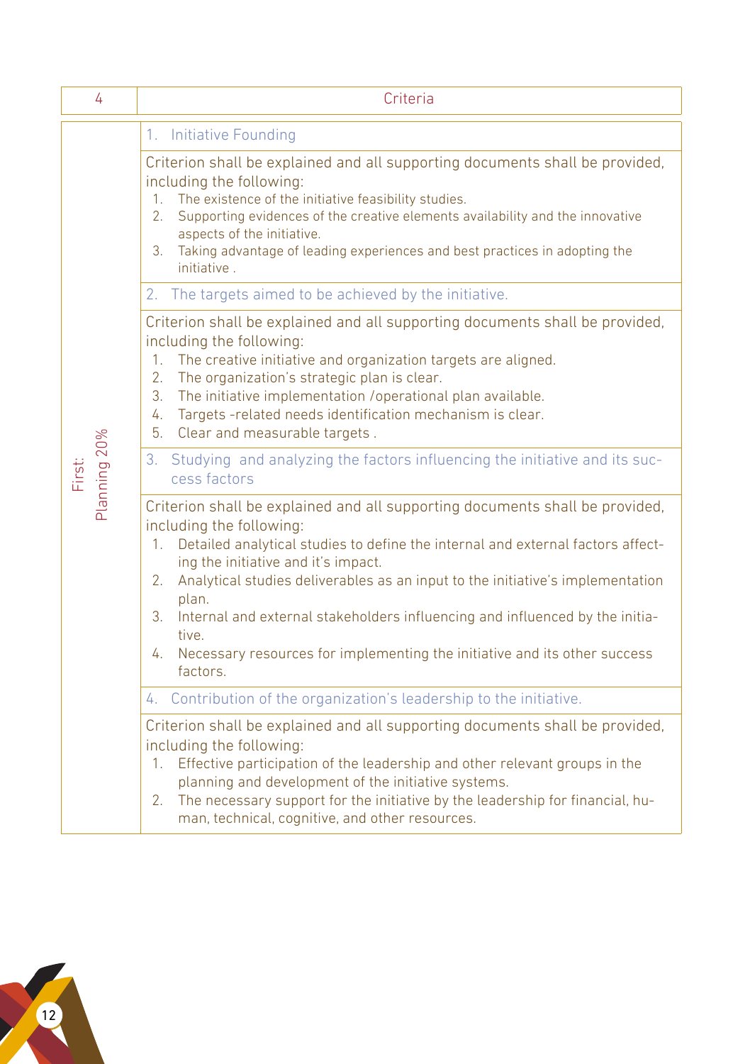| 4 | Criteria |
| --- | --- |
| First: Planning 20% | 1. Initiative Founding |
| | Criterion shall be explained and all supporting documents shall be provided, including the following:<br>1. The existence of the initiative feasibility studies.<br>2. Supporting evidences of the creative elements availability and the innovative aspects of the initiative.<br>3. Taking advantage of leading experiences and best practices in adopting the initiative . |
| | 2. The targets aimed to be achieved by the initiative. |
| | Criterion shall be explained and all supporting documents shall be provided, including the following:<br>1. The creative initiative and organization targets are aligned.<br>2. The organization's strategic plan is clear.<br>3. The initiative implementation /operational plan available.<br>4. Targets -related needs identification mechanism is clear.<br>5. Clear and measurable targets . |
| | 3. Studying and analyzing the factors influencing the initiative and its success factors |
| | Criterion shall be explained and all supporting documents shall be provided, including the following:<br>1. Detailed analytical studies to define the internal and external factors affecting the initiative and it's impact.<br>2. Analytical studies deliverables as an input to the initiative's implementation plan.<br>3. Internal and external stakeholders influencing and influenced by the initiative.<br>4. Necessary resources for implementing the initiative and its other success factors. |
| | 4. Contribution of the organization's leadership to the initiative. |
| | Criterion shall be explained and all supporting documents shall be provided, including the following:<br>1. Effective participation of the leadership and other relevant groups in the planning and development of the initiative systems.<br>2. The necessary support for the initiative by the leadership for financial, human, technical, cognitive, and other resources. |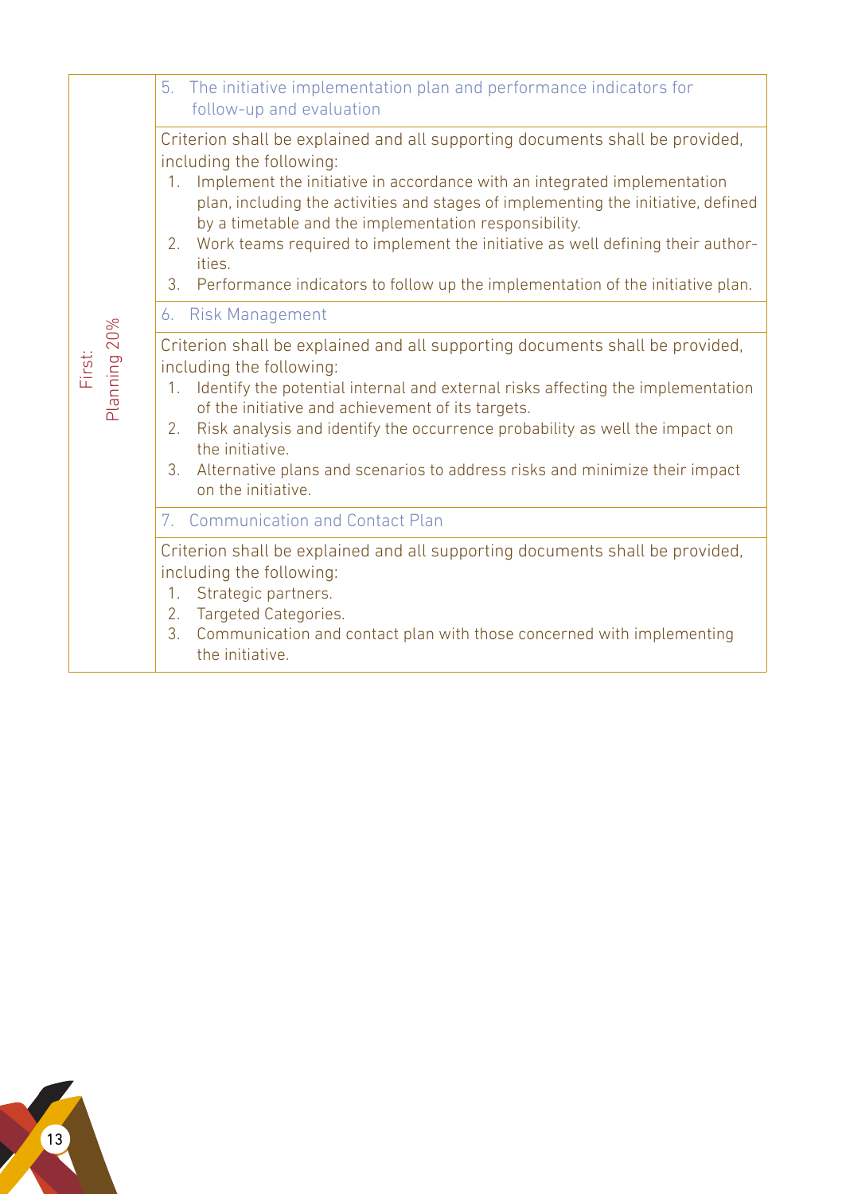| First: Planning 20% | |
|---|---|
| | 5. The initiative implementation plan and performance indicators for follow-up and evaluation |
| | Criterion shall be explained and all supporting documents shall be provided, including the following:<br>1. Implement the initiative in accordance with an integrated implementation plan, including the activities and stages of implementing the initiative, defined by a timetable and the implementation responsibility.<br>2. Work teams required to implement the initiative as well defining their authorities.<br>3. Performance indicators to follow up the implementation of the initiative plan. |
| | 6. Risk Management |
| | Criterion shall be explained and all supporting documents shall be provided, including the following:<br>1. Identify the potential internal and external risks affecting the implementation of the initiative and achievement of its targets.<br>2. Risk analysis and identify the occurrence probability as well the impact on the initiative.<br>3. Alternative plans and scenarios to address risks and minimize their impact on the initiative. |
| | 7. Communication and Contact Plan |
| | Criterion shall be explained and all supporting documents shall be provided, including the following:<br>1. Strategic partners.<br>2. Targeted Categories.<br>3. Communication and contact plan with those concerned with implementing the initiative. |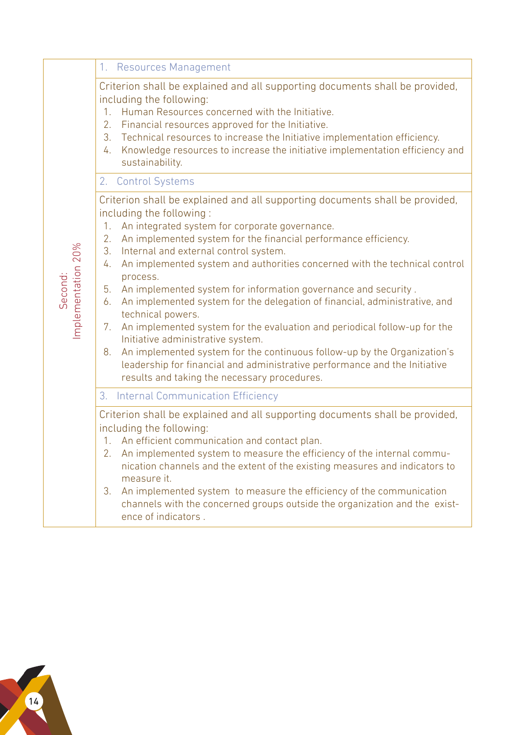| Second: Implementation 20% | 1. Resources Management |
|---|---|
| | Criterion shall be explained and all supporting documents shall be provided, including the following:<br>1. Human Resources concerned with the Initiative.<br>2. Financial resources approved for the Initiative.<br>3. Technical resources to increase the Initiative implementation efficiency.<br>4. Knowledge resources to increase the initiative implementation efficiency and sustainability. |
| | 2. Control Systems |
| | Criterion shall be explained and all supporting documents shall be provided, including the following :<br>1. An integrated system for corporate governance.<br>2. An implemented system for the financial performance efficiency.<br>3. Internal and external control system.<br>4. An implemented system and authorities concerned with the technical control process.<br>5. An implemented system for information governance and security .<br>6. An implemented system for the delegation of financial, administrative, and technical powers.<br>7. An implemented system for the evaluation and periodical follow-up for the Initiative administrative system.<br>8. An implemented system for the continuous follow-up by the Organization's leadership for financial and administrative performance and the Initiative results and taking the necessary procedures. |
| | 3. Internal Communication Efficiency |
| | Criterion shall be explained and all supporting documents shall be provided, including the following:<br>1. An efficient communication and contact plan.<br>2. An implemented system to measure the efficiency of the internal communication channels and the extent of the existing measures and indicators to measure it.<br>3. An implemented system to measure the efficiency of the communication channels with the concerned groups outside the organization and the existence of indicators . |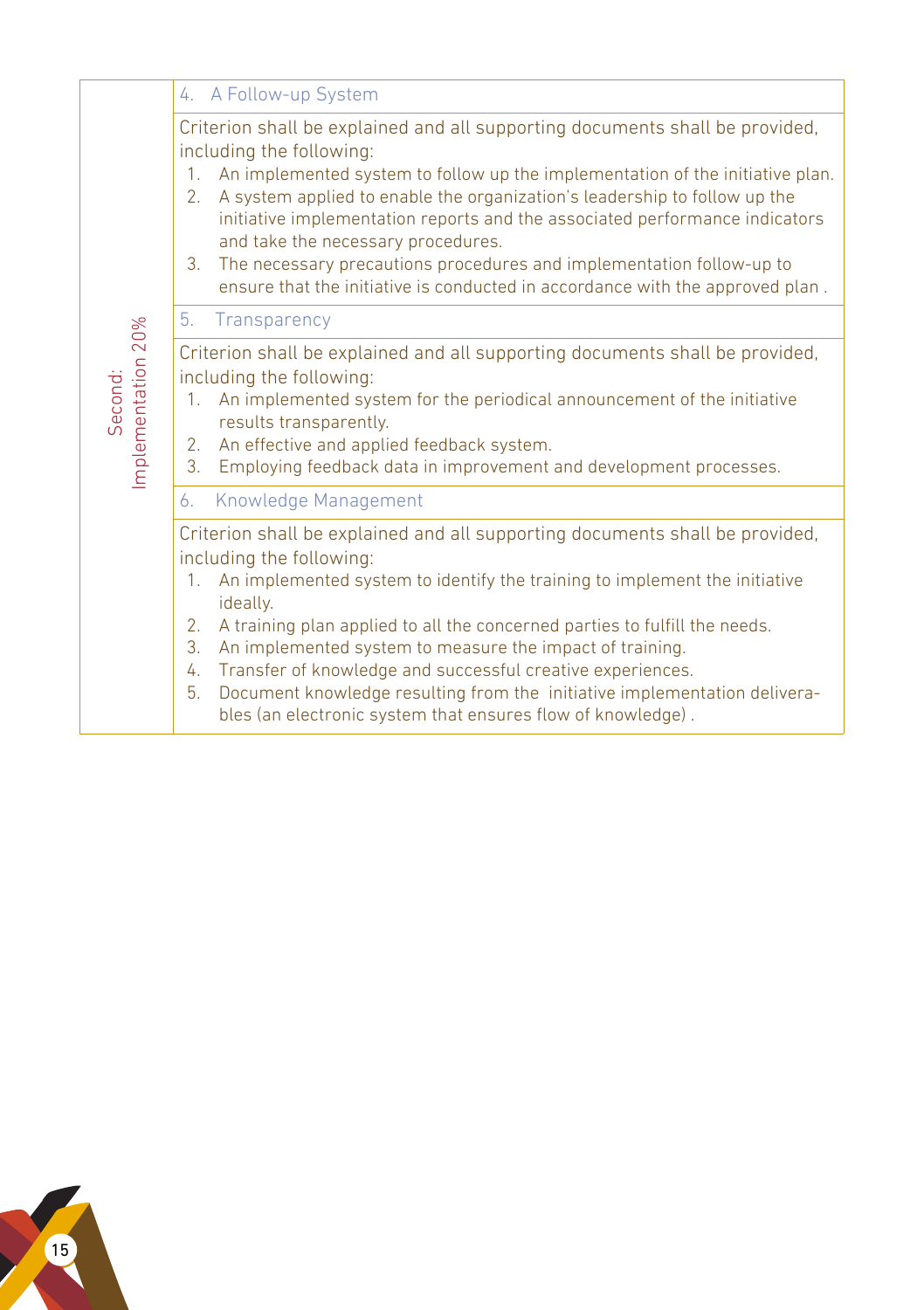| Second: Implementation 20% | |
|---|---|
| | 4. A Follow-up System |
| | Criterion shall be explained and all supporting documents shall be provided, including the following:<br>1. An implemented system to follow up the implementation of the initiative plan.<br>2. A system applied to enable the organization's leadership to follow up the initiative implementation reports and the associated performance indicators and take the necessary procedures.<br>3. The necessary precautions procedures and implementation follow-up to ensure that the initiative is conducted in accordance with the approved plan . |
| | 5. Transparency |
| | Criterion shall be explained and all supporting documents shall be provided, including the following:<br>1. An implemented system for the periodical announcement of the initiative results transparently.<br>2. An effective and applied feedback system.<br>3. Employing feedback data in improvement and development processes. |
| | 6. Knowledge Management |
| | Criterion shall be explained and all supporting documents shall be provided, including the following:<br>1. An implemented system to identify the training to implement the initiative ideally.<br>2. A training plan applied to all the concerned parties to fulfill the needs.<br>3. An implemented system to measure the impact of training.<br>4. Transfer of knowledge and successful creative experiences.<br>5. Document knowledge resulting from the initiative implementation deliverables (an electronic system that ensures flow of knowledge) . |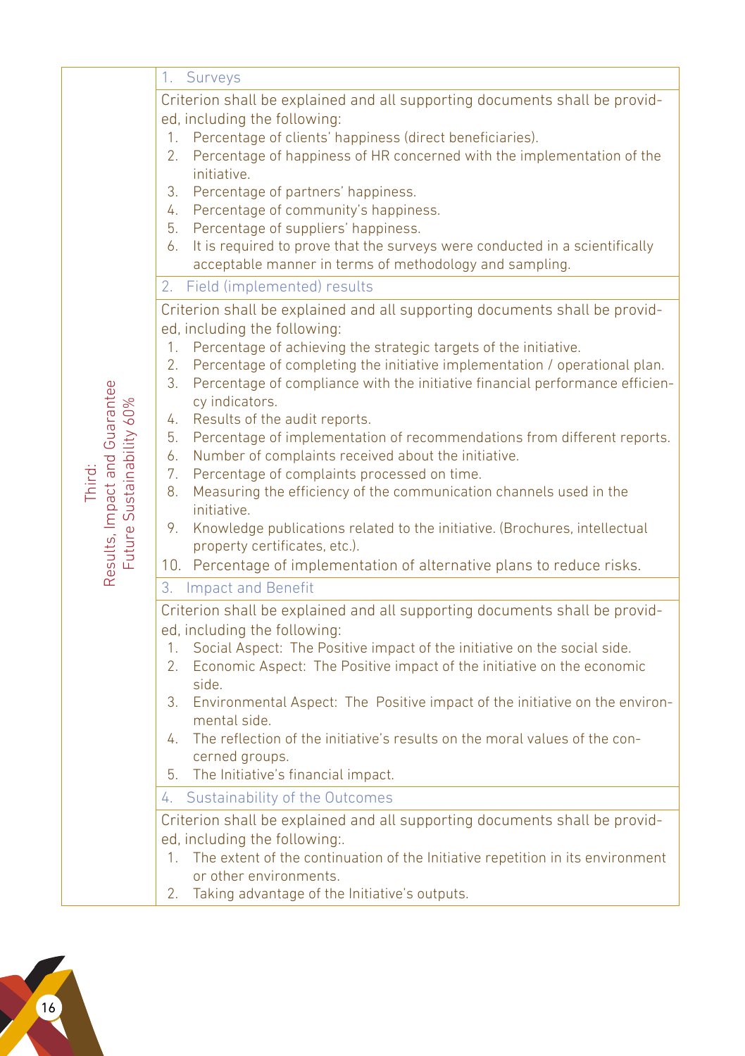| | |
|---|---|
| Third: Results, Impact and Guarantee Future Sustainability 60% | 1. Surveys |
| | Criterion shall be explained and all supporting documents shall be provided, including the following:<br>1. Percentage of clients' happiness (direct beneficiaries).<br>2. Percentage of happiness of HR concerned with the implementation of the initiative.<br>3. Percentage of partners' happiness.<br>4. Percentage of community's happiness.<br>5. Percentage of suppliers' happiness.<br>6. It is required to prove that the surveys were conducted in a scientifically acceptable manner in terms of methodology and sampling. |
| | 2. Field (implemented) results |
| | Criterion shall be explained and all supporting documents shall be provided, including the following:<br>1. Percentage of achieving the strategic targets of the initiative.<br>2. Percentage of completing the initiative implementation / operational plan.<br>3. Percentage of compliance with the initiative financial performance efficiency indicators.<br>4. Results of the audit reports.<br>5. Percentage of implementation of recommendations from different reports.<br>6. Number of complaints received about the initiative.<br>7. Percentage of complaints processed on time.<br>8. Measuring the efficiency of the communication channels used in the initiative.<br>9. Knowledge publications related to the initiative. (Brochures, intellectual property certificates, etc.).<br>10. Percentage of implementation of alternative plans to reduce risks. |
| | 3. Impact and Benefit |
| | Criterion shall be explained and all supporting documents shall be provided, including the following:<br>1. Social Aspect: The Positive impact of the initiative on the social side.<br>2. Economic Aspect: The Positive impact of the initiative on the economic side.<br>3. Environmental Aspect: The Positive impact of the initiative on the environmental side.<br>4. The reflection of the initiative's results on the moral values of the concerned groups.<br>5. The Initiative's financial impact. |
| | 4. Sustainability of the Outcomes |
| | Criterion shall be explained and all supporting documents shall be provided, including the following:.<br>1. The extent of the continuation of the Initiative repetition in its environment or other environments.<br>2. Taking advantage of the Initiative's outputs. |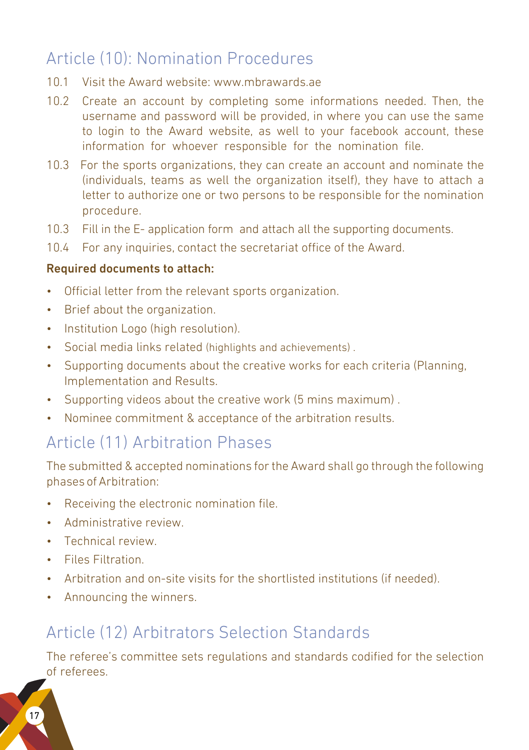## Article (10): Nomination Procedures

10.1 Visit the Award website: www.mbrawards.ae

10.2 Create an account by completing some informations needed. Then, the username and password will be provided, in where you can use the same to login to the Award website, as well to your facebook account, these information for whoever responsible for the nomination file.

10.3 For the sports organizations, they can create an account and nominate the (individuals, teams as well the organization itself), they have to attach a letter to authorize one or two persons to be responsible for the nomination procedure.

10.3 Fill in the E- application form and attach all the supporting documents.

10.4 For any inquiries, contact the secretariat office of the Award.

**Required documents to attach:**

- Official letter from the relevant sports organization.
- Brief about the organization.
- Institution Logo (high resolution).
- Social media links related (highlights and achievements) .
- Supporting documents about the creative works for each criteria (Planning, Implementation and Results.
- Supporting videos about the creative work (5 mins maximum) .
- Nominee commitment & acceptance of the arbitration results.

## Article (11) Arbitration Phases

The submitted & accepted nominations for the Award shall go through the following phases of Arbitration:

- Receiving the electronic nomination file.
- Administrative review.
- Technical review.
- Files Filtration.
- Arbitration and on-site visits for the shortlisted institutions (if needed).
- Announcing the winners.

## Article (12) Arbitrators Selection Standards

The referee's committee sets regulations and standards codified for the selection of referees.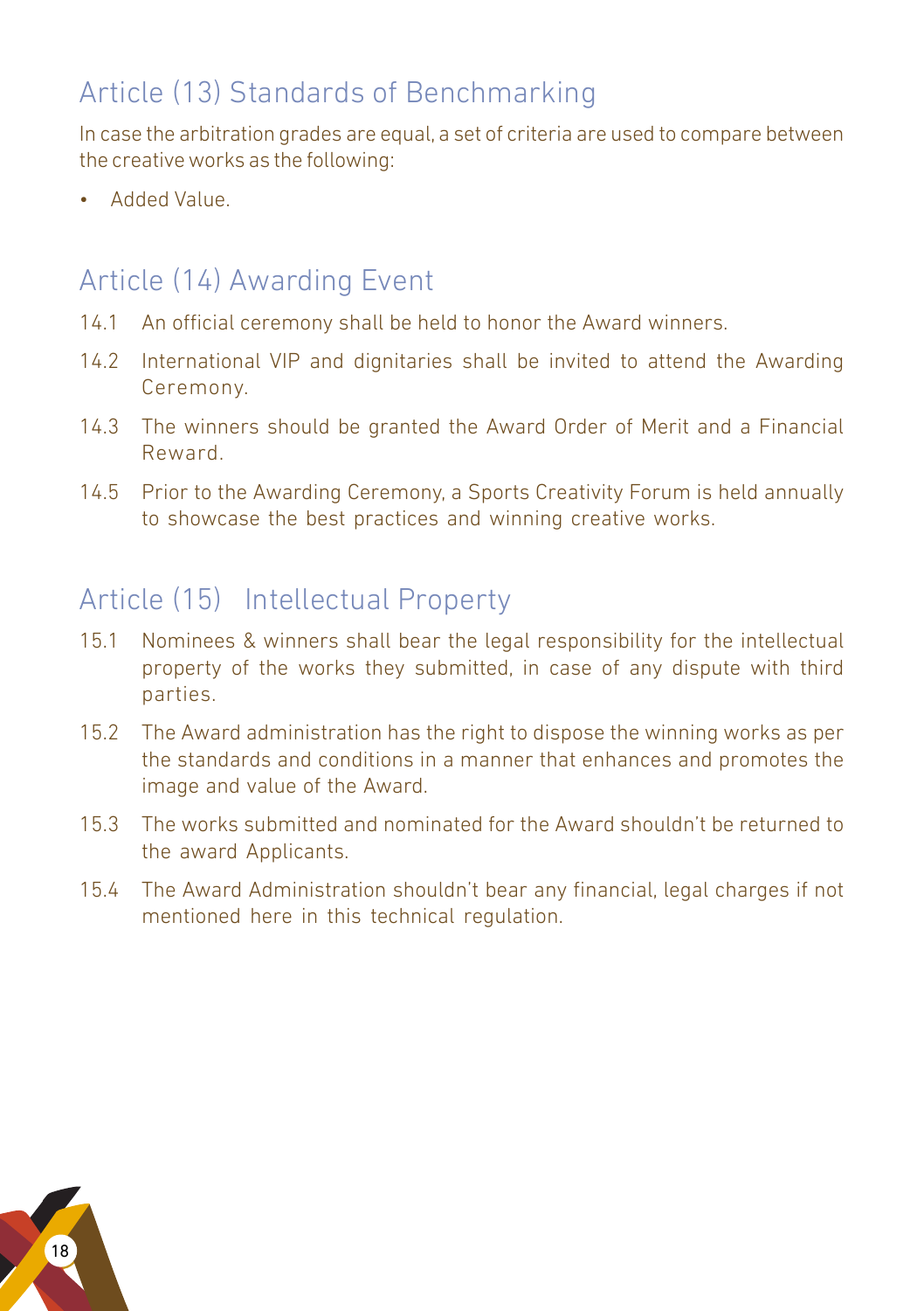## Article (13) Standards of Benchmarking

In case the arbitration grades are equal, a set of criteria are used to compare between the creative works as the following:

- Added Value.

## Article (14) Awarding Event

14.1 An official ceremony shall be held to honor the Award winners.

14.2 International VIP and dignitaries shall be invited to attend the Awarding Ceremony.

14.3 The winners should be granted the Award Order of Merit and a Financial Reward.

14.5 Prior to the Awarding Ceremony, a Sports Creativity Forum is held annually to showcase the best practices and winning creative works.

## Article (15) Intellectual Property

15.1 Nominees & winners shall bear the legal responsibility for the intellectual property of the works they submitted, in case of any dispute with third parties.

15.2 The Award administration has the right to dispose the winning works as per the standards and conditions in a manner that enhances and promotes the image and value of the Award.

15.3 The works submitted and nominated for the Award shouldn't be returned to the award Applicants.

15.4 The Award Administration shouldn't bear any financial, legal charges if not mentioned here in this technical regulation.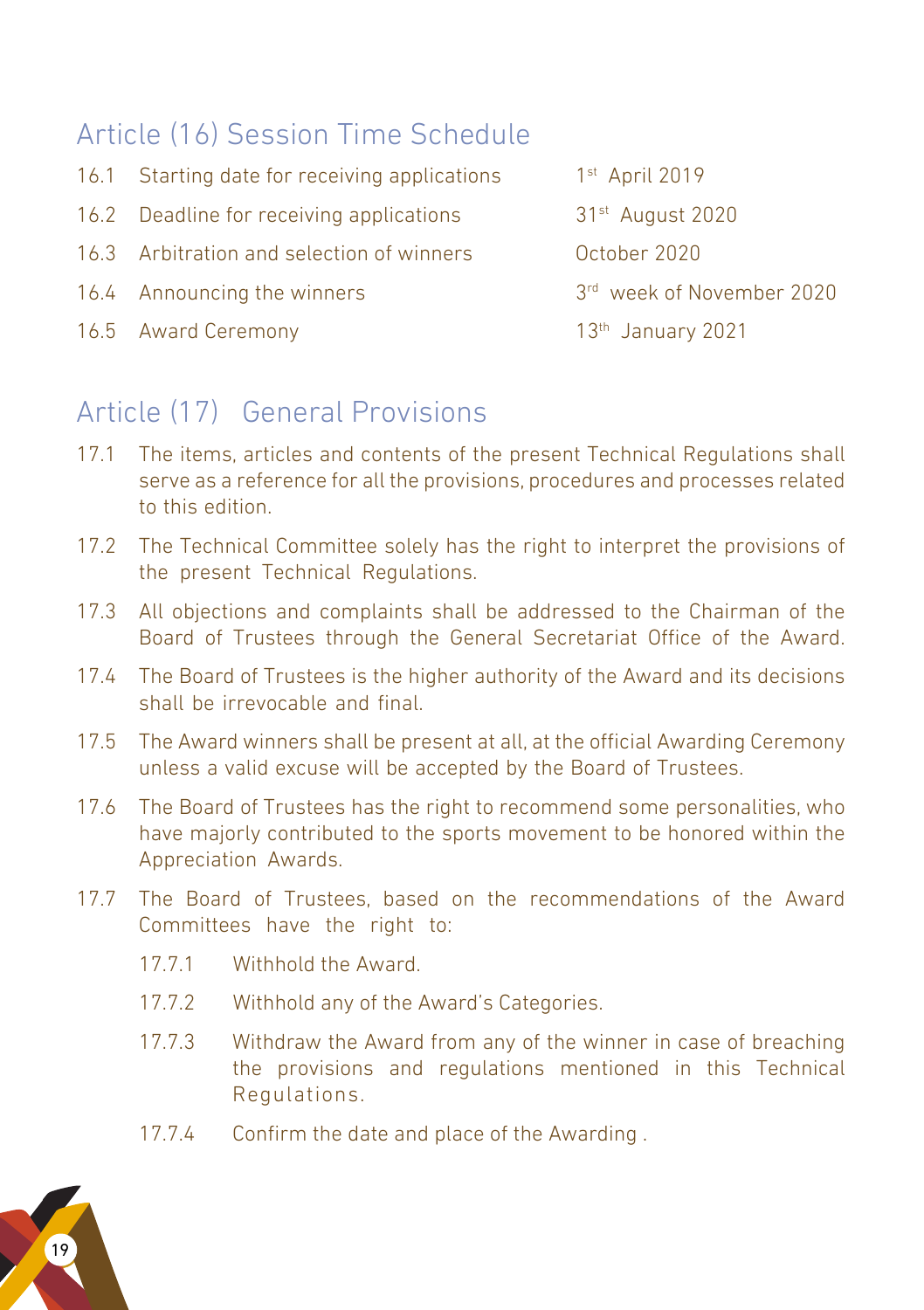## Article (16) Session Time Schedule

| | | |
|---|---|---|
| 16.1 | Starting date for receiving applications | 1st April 2019 |
| 16.2 | Deadline for receiving applications | 31st August 2020 |
| 16.3 | Arbitration and selection of winners | October 2020 |
| 16.4 | Announcing the winners | 3rd week of November 2020 |
| 16.5 | Award Ceremony | 13th January 2021 |

## Article (17) General Provisions

17.1 The items, articles and contents of the present Technical Regulations shall serve as a reference for all the provisions, procedures and processes related to this edition.

17.2 The Technical Committee solely has the right to interpret the provisions of the present Technical Regulations.

17.3 All objections and complaints shall be addressed to the Chairman of the Board of Trustees through the General Secretariat Office of the Award.

17.4 The Board of Trustees is the higher authority of the Award and its decisions shall be irrevocable and final.

17.5 The Award winners shall be present at all, at the official Awarding Ceremony unless a valid excuse will be accepted by the Board of Trustees.

17.6 The Board of Trustees has the right to recommend some personalities, who have majorly contributed to the sports movement to be honored within the Appreciation Awards.

17.7 The Board of Trustees, based on the recommendations of the Award Committees have the right to:

- 17.7.1 Withhold the Award.
- 17.7.2 Withhold any of the Award's Categories.
- 17.7.3 Withdraw the Award from any of the winner in case of breaching the provisions and regulations mentioned in this Technical Regulations.
- 17.7.4 Confirm the date and place of the Awarding .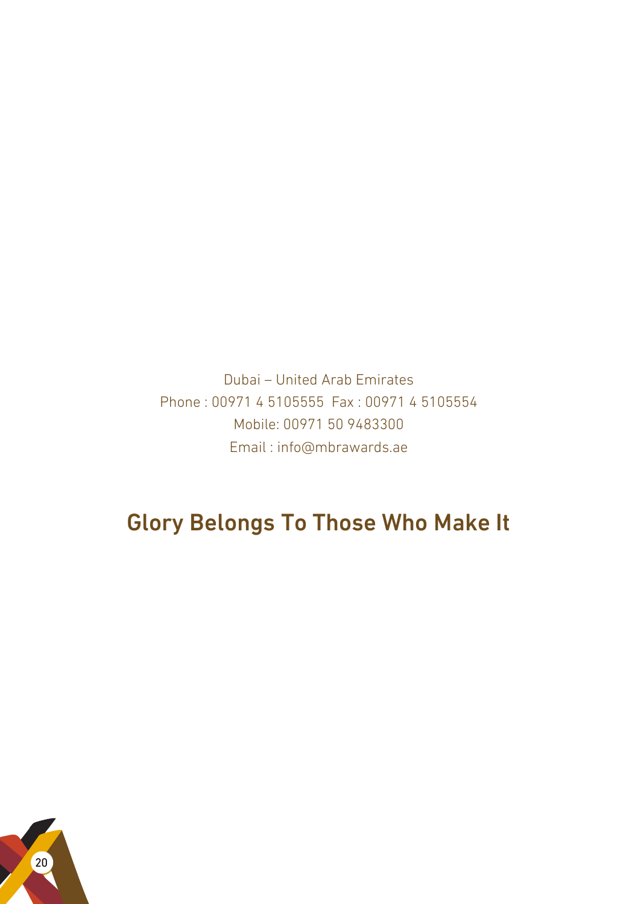Dubai – United Arab Emirates
Phone : 00971 4 5105555  Fax : 00971 4 5105554
Mobile: 00971 50 9483300
Email : info@mbrawards.ae

## Glory Belongs To Those Who Make It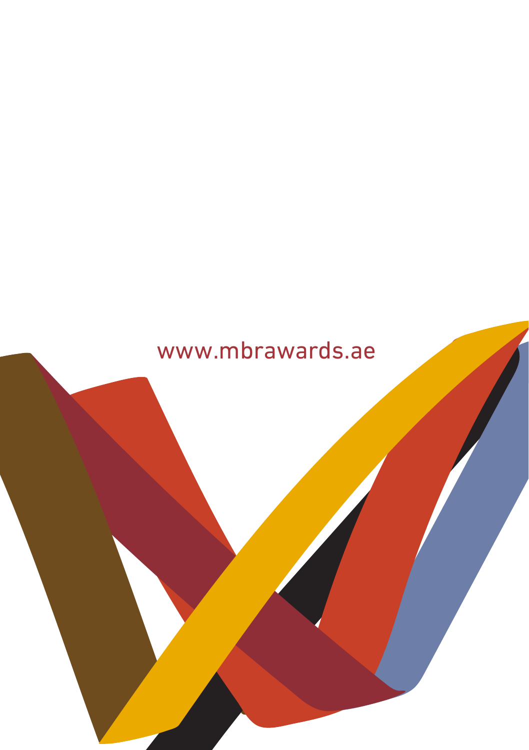www.mbrawards.ae